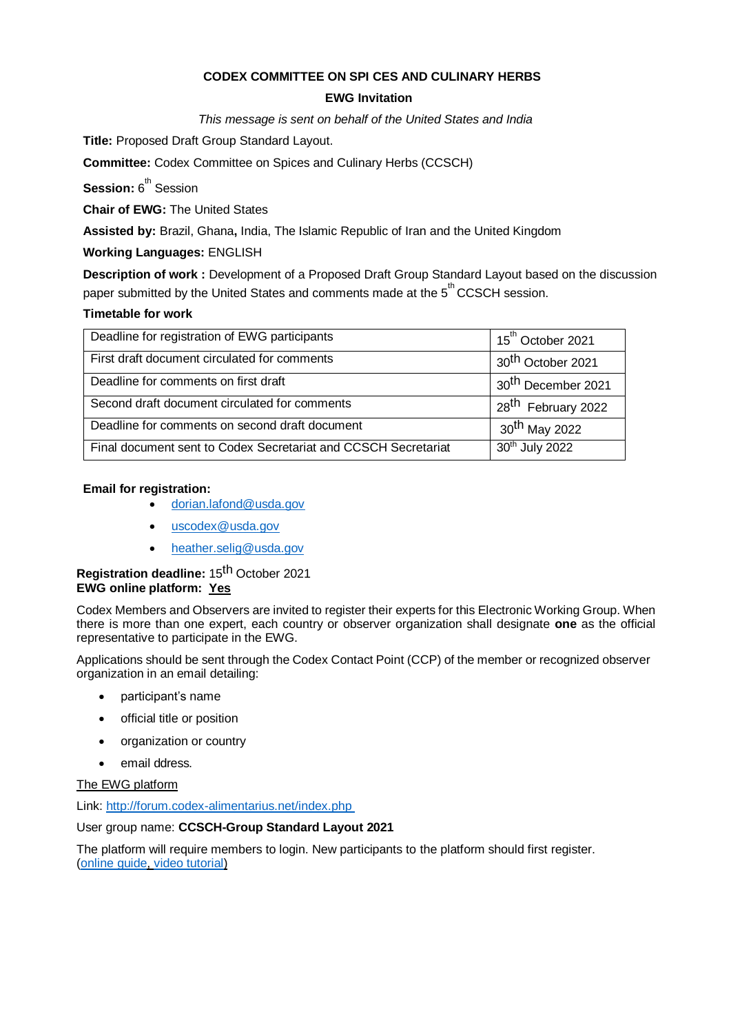**CODEX COMMITTEE ON SPI CES AND CULINARY HERBS**

**EWG Invitation**

*This message is sent on behalf of the United States and India*

**Title:** Proposed Draft Group Standard Layout.

**Committee:** Codex Committee on Spices and Culinary Herbs (CCSCH)

**Session:** 6th Session

**Chair of EWG:** The United States

**Assisted by:** Brazil, Ghana**,** India, The Islamic Republic of Iran and the United Kingdom

**Working Languages:** ENGLISH

**Description of work :** Development of a Proposed Draft Group Standard Layout based on the discussion paper submitted by the United States and comments made at the 5th CCSCH session.

**Timetable for work**

| Deadline for registration of EWG participants | 15th October 2021 |
|---|---|
| First draft document circulated for comments | 30th October 2021 |
| Deadline for comments on first draft | 30th December 2021 |
| Second draft document circulated for comments | 28th February 2022 |
| Deadline for comments on second draft document | 30th May 2022 |
| Final document sent to Codex Secretariat and CCSCH Secretariat | 30th July 2022 |

**Email for registration:**

- dorian.lafond@usda.gov
- uscodex@usda.gov
- heather.selig@usda.gov

**Registration deadline:** 15th October 2021
**EWG online platform:** **Yes**

Codex Members and Observers are invited to register their experts for this Electronic Working Group. When there is more than one expert, each country or observer organization shall designate **one** as the official representative to participate in the EWG.

Applications should be sent through the Codex Contact Point (CCP) of the member or recognized observer organization in an email detailing:

- participant's name
- official title or position
- organization or country
- email ddress.

The EWG platform

Link: http://forum.codex-alimentarius.net/index.php

User group name: **CCSCH-Group Standard Layout 2021**

The platform will require members to login. New participants to the platform should first register. (online guide, video tutorial)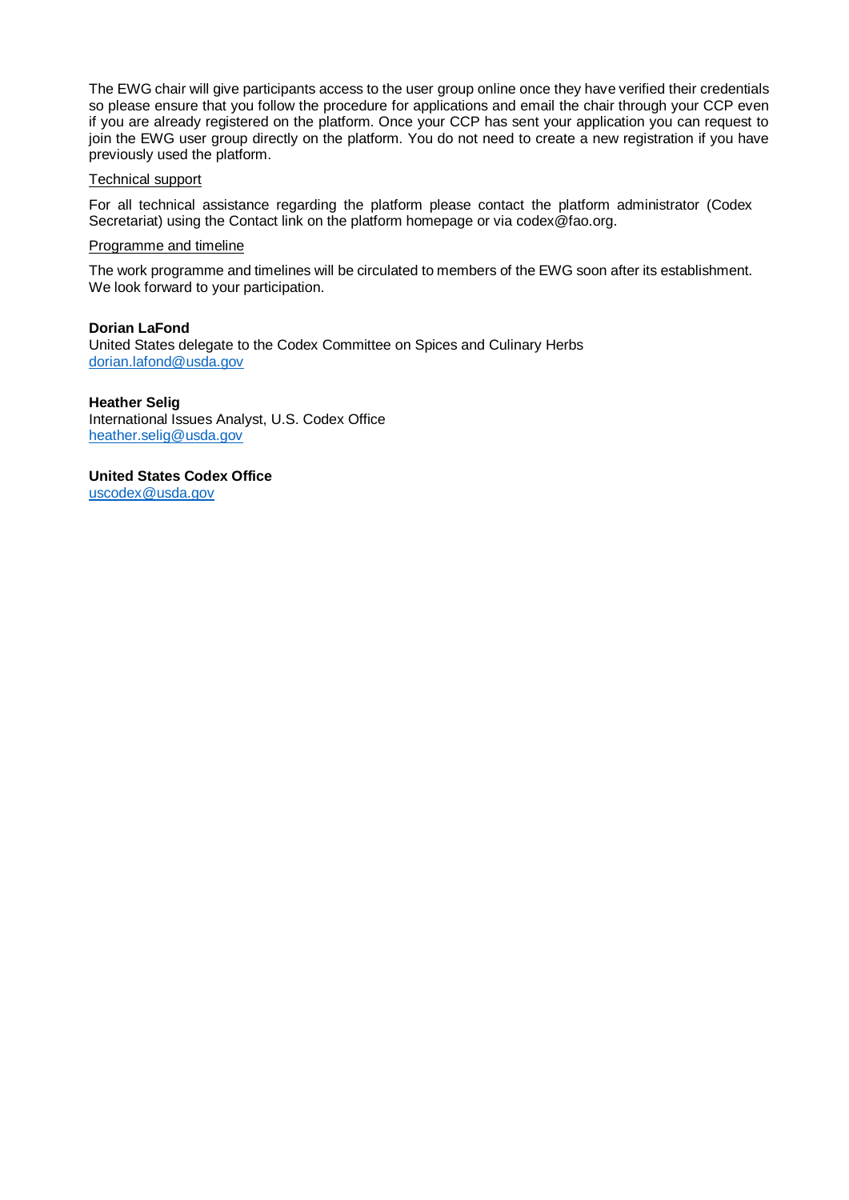The EWG chair will give participants access to the user group online once they have verified their credentials so please ensure that you follow the procedure for applications and email the chair through your CCP even if you are already registered on the platform. Once your CCP has sent your application you can request to join the EWG user group directly on the platform. You do not need to create a new registration if you have previously used the platform.

Technical support

For all technical assistance regarding the platform please contact the platform administrator (Codex Secretariat) using the Contact link on the platform homepage or via codex@fao.org.

Programme and timeline

The work programme and timelines will be circulated to members of the EWG soon after its establishment. We look forward to your participation.

**Dorian LaFond**
United States delegate to the Codex Committee on Spices and Culinary Herbs
dorian.lafond@usda.gov

**Heather Selig**
International Issues Analyst, U.S. Codex Office
heather.selig@usda.gov

**United States Codex Office**
uscodex@usda.gov